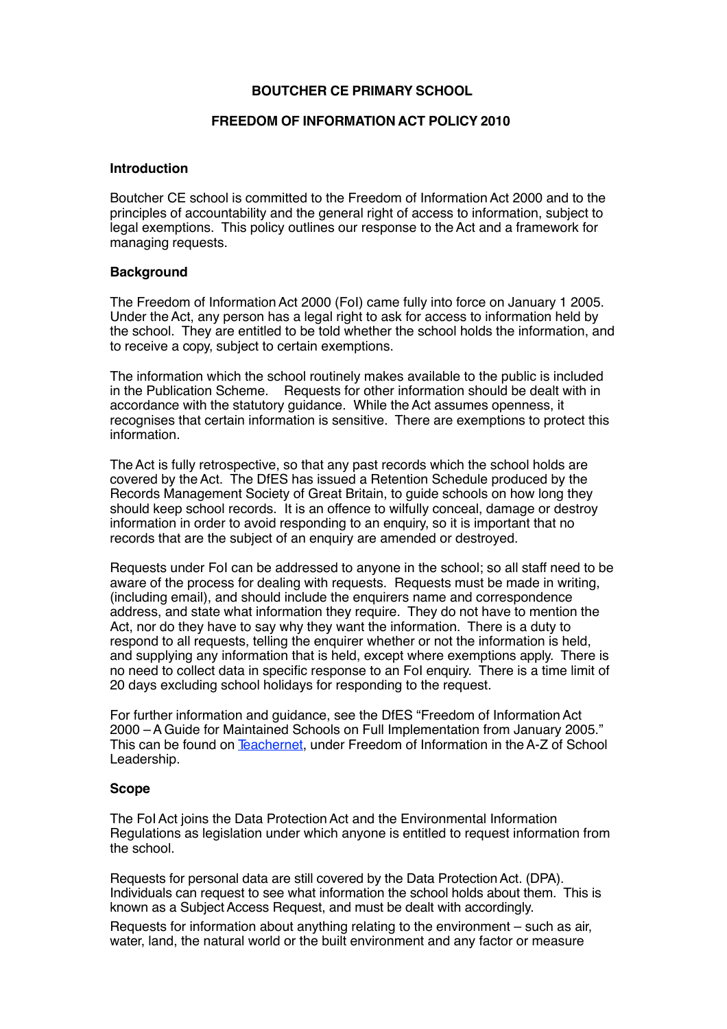# BOUTCHER CE PRIMARY SCHOOL

## FREEDOM OF INFORMATION ACT POLICY 2010

### Introduction

Boutcher CE school is committed to the Freedom of Information Act 2000 and to the principles of accountability and the general right of access to information, subject to legal exemptions. This policy outlines our response to the Act and a framework for managing requests.

### Background

The Freedom of Information Act 2000 (FoI) came fully into force on January 1 2005. Under the Act, any person has a legal right to ask for access to information held by the school. They are entitled to be told whether the school holds the information, and to receive a copy, subject to certain exemptions.

The information which the school routinely makes available to the public is included in the Publication Scheme. Requests for other information should be dealt with in accordance with the statutory guidance. While the Act assumes openness, it recognises that certain information is sensitive. There are exemptions to protect this information.

The Act is fully retrospective, so that any past records which the school holds are covered by the Act. The DfES has issued a Retention Schedule produced by the Records Management Society of Great Britain, to guide schools on how long they should keep school records. It is an offence to wilfully conceal, damage or destroy information in order to avoid responding to an enquiry, so it is important that no records that are the subject of an enquiry are amended or destroyed.

Requests under FoI can be addressed to anyone in the school; so all staff need to be aware of the process for dealing with requests. Requests must be made in writing, (including email), and should include the enquirers name and correspondence address, and state what information they require. They do not have to mention the Act, nor do they have to say why they want the information. There is a duty to respond to all requests, telling the enquirer whether or not the information is held, and supplying any information that is held, except where exemptions apply. There is no need to collect data in specific response to an FoI enquiry. There is a time limit of 20 days excluding school holidays for responding to the request.

For further information and guidance, see the DfES "Freedom of Information Act 2000 – A Guide for Maintained Schools on Full Implementation from January 2005." This can be found on Teachernet, under Freedom of Information in the A-Z of School Leadership.

### Scope

The FoI Act joins the Data Protection Act and the Environmental Information Regulations as legislation under which anyone is entitled to request information from the school.

Requests for personal data are still covered by the Data Protection Act. (DPA). Individuals can request to see what information the school holds about them. This is known as a Subject Access Request, and must be dealt with accordingly.

Requests for information about anything relating to the environment – such as air, water, land, the natural world or the built environment and any factor or measure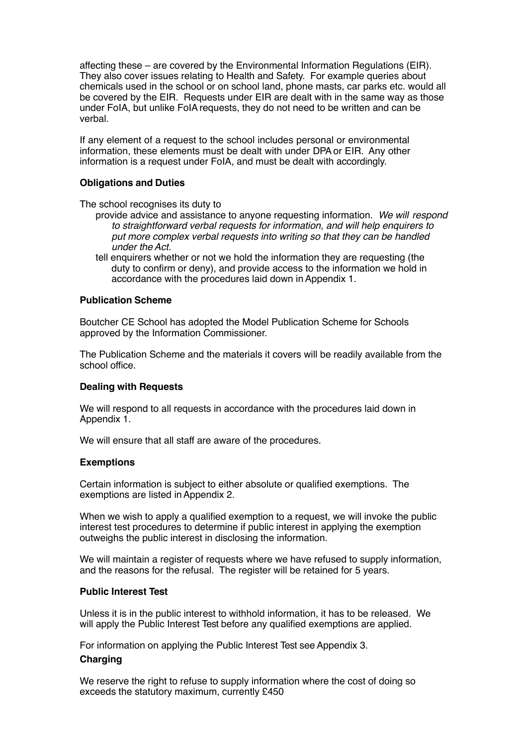affecting these – are covered by the Environmental Information Regulations (EIR). They also cover issues relating to Health and Safety. For example queries about chemicals used in the school or on school land, phone masts, car parks etc. would all be covered by the EIR. Requests under EIR are dealt with in the same way as those under FoIA, but unlike FoIA requests, they do not need to be written and can be verbal.

If any element of a request to the school includes personal or environmental information, these elements must be dealt with under DPA or EIR. Any other information is a request under FoIA, and must be dealt with accordingly.

**Obligations and Duties**

The school recognises its duty to

- provide advice and assistance to anyone requesting information. *We will respond to straightforward verbal requests for information, and will help enquirers to put more complex verbal requests into writing so that they can be handled under the Act.*
- tell enquirers whether or not we hold the information they are requesting (the duty to confirm or deny), and provide access to the information we hold in accordance with the procedures laid down in Appendix 1.

**Publication Scheme**

Boutcher CE School has adopted the Model Publication Scheme for Schools approved by the Information Commissioner.

The Publication Scheme and the materials it covers will be readily available from the school office.

**Dealing with Requests**

We will respond to all requests in accordance with the procedures laid down in Appendix 1.

We will ensure that all staff are aware of the procedures.

**Exemptions**

Certain information is subject to either absolute or qualified exemptions. The exemptions are listed in Appendix 2.

When we wish to apply a qualified exemption to a request, we will invoke the public interest test procedures to determine if public interest in applying the exemption outweighs the public interest in disclosing the information.

We will maintain a register of requests where we have refused to supply information, and the reasons for the refusal. The register will be retained for 5 years.

**Public Interest Test**

Unless it is in the public interest to withhold information, it has to be released. We will apply the Public Interest Test before any qualified exemptions are applied.

For information on applying the Public Interest Test see Appendix 3.

**Charging**

We reserve the right to refuse to supply information where the cost of doing so exceeds the statutory maximum, currently £450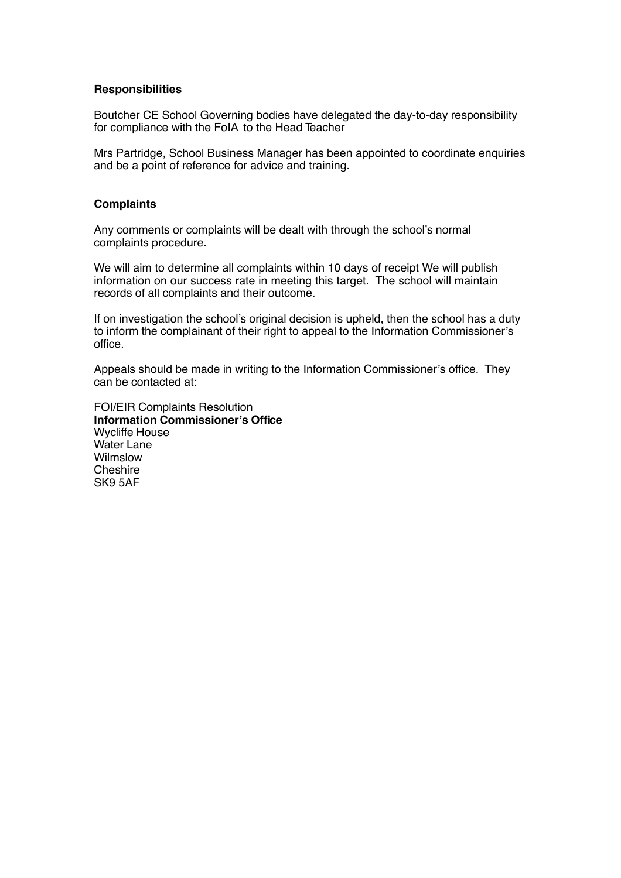## Responsibilities

Boutcher CE School Governing bodies have delegated the day-to-day responsibility for compliance with the FoIA to the Head Teacher

Mrs Partridge, School Business Manager has been appointed to coordinate enquiries and be a point of reference for advice and training.

## Complaints

Any comments or complaints will be dealt with through the school's normal complaints procedure.

We will aim to determine all complaints within 10 days of receipt We will publish information on our success rate in meeting this target. The school will maintain records of all complaints and their outcome.

If on investigation the school's original decision is upheld, then the school has a duty to inform the complainant of their right to appeal to the Information Commissioner's office.

Appeals should be made in writing to the Information Commissioner's office. They can be contacted at:

FOI/EIR Complaints Resolution
**Information Commissioner's Office**
Wycliffe House
Water Lane
Wilmslow
Cheshire
SK9 5AF